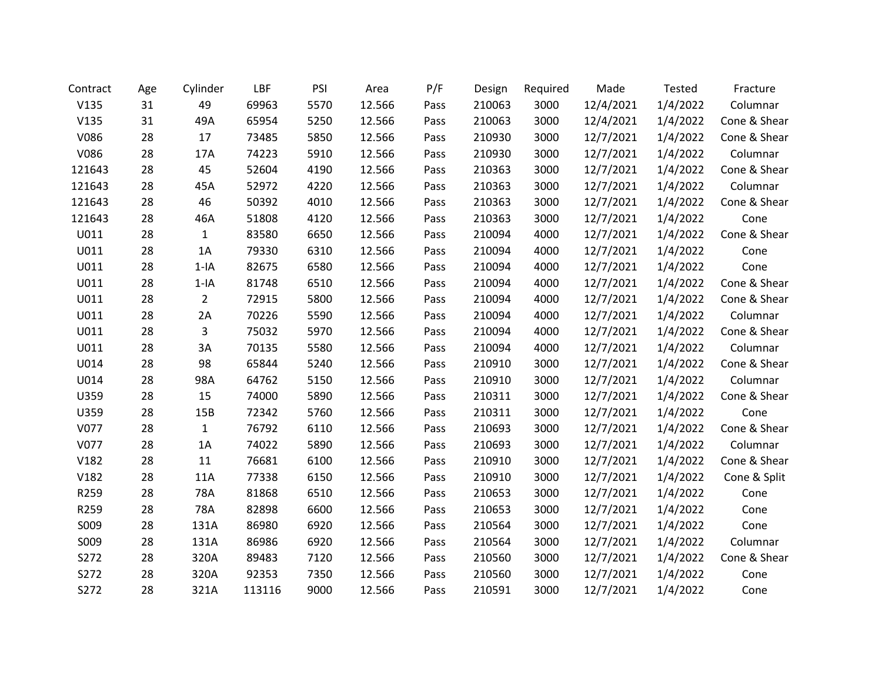| Contract | Age | Cylinder | LBF | PSI | Area | P/F | Design | Required | Made | Tested | Fracture |
|---|---|---|---|---|---|---|---|---|---|---|---|
| V135 | 31 | 49 | 69963 | 5570 | 12.566 | Pass | 210063 | 3000 | 12/4/2021 | 1/4/2022 | Columnar |
| V135 | 31 | 49A | 65954 | 5250 | 12.566 | Pass | 210063 | 3000 | 12/4/2021 | 1/4/2022 | Cone & Shear |
| V086 | 28 | 17 | 73485 | 5850 | 12.566 | Pass | 210930 | 3000 | 12/7/2021 | 1/4/2022 | Cone & Shear |
| V086 | 28 | 17A | 74223 | 5910 | 12.566 | Pass | 210930 | 3000 | 12/7/2021 | 1/4/2022 | Columnar |
| 121643 | 28 | 45 | 52604 | 4190 | 12.566 | Pass | 210363 | 3000 | 12/7/2021 | 1/4/2022 | Cone & Shear |
| 121643 | 28 | 45A | 52972 | 4220 | 12.566 | Pass | 210363 | 3000 | 12/7/2021 | 1/4/2022 | Columnar |
| 121643 | 28 | 46 | 50392 | 4010 | 12.566 | Pass | 210363 | 3000 | 12/7/2021 | 1/4/2022 | Cone & Shear |
| 121643 | 28 | 46A | 51808 | 4120 | 12.566 | Pass | 210363 | 3000 | 12/7/2021 | 1/4/2022 | Cone |
| U011 | 28 | 1 | 83580 | 6650 | 12.566 | Pass | 210094 | 4000 | 12/7/2021 | 1/4/2022 | Cone & Shear |
| U011 | 28 | 1A | 79330 | 6310 | 12.566 | Pass | 210094 | 4000 | 12/7/2021 | 1/4/2022 | Cone |
| U011 | 28 | 1-IA | 82675 | 6580 | 12.566 | Pass | 210094 | 4000 | 12/7/2021 | 1/4/2022 | Cone |
| U011 | 28 | 1-IA | 81748 | 6510 | 12.566 | Pass | 210094 | 4000 | 12/7/2021 | 1/4/2022 | Cone & Shear |
| U011 | 28 | 2 | 72915 | 5800 | 12.566 | Pass | 210094 | 4000 | 12/7/2021 | 1/4/2022 | Cone & Shear |
| U011 | 28 | 2A | 70226 | 5590 | 12.566 | Pass | 210094 | 4000 | 12/7/2021 | 1/4/2022 | Columnar |
| U011 | 28 | 3 | 75032 | 5970 | 12.566 | Pass | 210094 | 4000 | 12/7/2021 | 1/4/2022 | Cone & Shear |
| U011 | 28 | 3A | 70135 | 5580 | 12.566 | Pass | 210094 | 4000 | 12/7/2021 | 1/4/2022 | Columnar |
| U014 | 28 | 98 | 65844 | 5240 | 12.566 | Pass | 210910 | 3000 | 12/7/2021 | 1/4/2022 | Cone & Shear |
| U014 | 28 | 98A | 64762 | 5150 | 12.566 | Pass | 210910 | 3000 | 12/7/2021 | 1/4/2022 | Columnar |
| U359 | 28 | 15 | 74000 | 5890 | 12.566 | Pass | 210311 | 3000 | 12/7/2021 | 1/4/2022 | Cone & Shear |
| U359 | 28 | 15B | 72342 | 5760 | 12.566 | Pass | 210311 | 3000 | 12/7/2021 | 1/4/2022 | Cone |
| V077 | 28 | 1 | 76792 | 6110 | 12.566 | Pass | 210693 | 3000 | 12/7/2021 | 1/4/2022 | Cone & Shear |
| V077 | 28 | 1A | 74022 | 5890 | 12.566 | Pass | 210693 | 3000 | 12/7/2021 | 1/4/2022 | Columnar |
| V182 | 28 | 11 | 76681 | 6100 | 12.566 | Pass | 210910 | 3000 | 12/7/2021 | 1/4/2022 | Cone & Shear |
| V182 | 28 | 11A | 77338 | 6150 | 12.566 | Pass | 210910 | 3000 | 12/7/2021 | 1/4/2022 | Cone & Split |
| R259 | 28 | 78A | 81868 | 6510 | 12.566 | Pass | 210653 | 3000 | 12/7/2021 | 1/4/2022 | Cone |
| R259 | 28 | 78A | 82898 | 6600 | 12.566 | Pass | 210653 | 3000 | 12/7/2021 | 1/4/2022 | Cone |
| S009 | 28 | 131A | 86980 | 6920 | 12.566 | Pass | 210564 | 3000 | 12/7/2021 | 1/4/2022 | Cone |
| S009 | 28 | 131A | 86986 | 6920 | 12.566 | Pass | 210564 | 3000 | 12/7/2021 | 1/4/2022 | Columnar |
| S272 | 28 | 320A | 89483 | 7120 | 12.566 | Pass | 210560 | 3000 | 12/7/2021 | 1/4/2022 | Cone & Shear |
| S272 | 28 | 320A | 92353 | 7350 | 12.566 | Pass | 210560 | 3000 | 12/7/2021 | 1/4/2022 | Cone |
| S272 | 28 | 321A | 113116 | 9000 | 12.566 | Pass | 210591 | 3000 | 12/7/2021 | 1/4/2022 | Cone |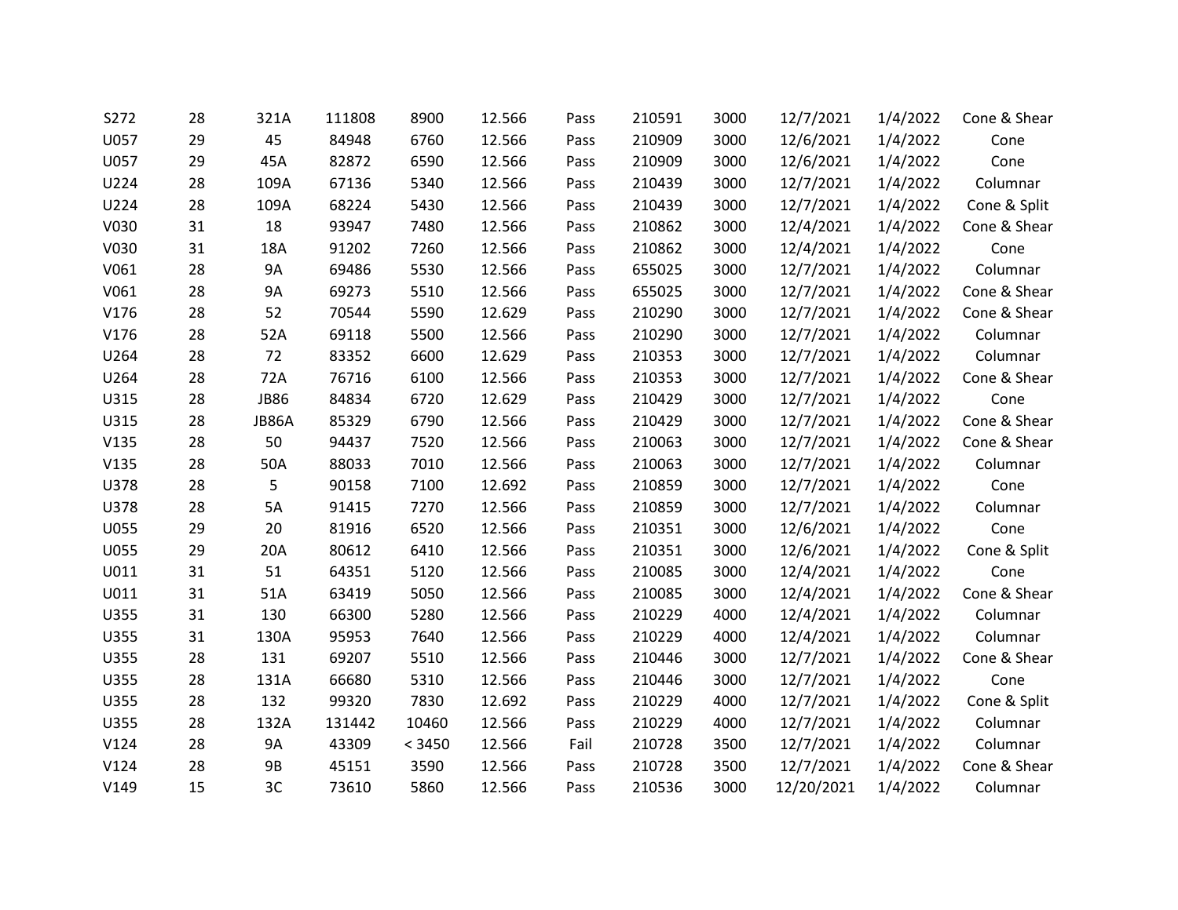| | | | | | | | | | | | |
|---|---|---|---|---|---|---|---|---|---|---|---|
| S272 | 28 | 321A | 111808 | 8900 | 12.566 | Pass | 210591 | 3000 | 12/7/2021 | 1/4/2022 | Cone & Shear |
| U057 | 29 | 45 | 84948 | 6760 | 12.566 | Pass | 210909 | 3000 | 12/6/2021 | 1/4/2022 | Cone |
| U057 | 29 | 45A | 82872 | 6590 | 12.566 | Pass | 210909 | 3000 | 12/6/2021 | 1/4/2022 | Cone |
| U224 | 28 | 109A | 67136 | 5340 | 12.566 | Pass | 210439 | 3000 | 12/7/2021 | 1/4/2022 | Columnar |
| U224 | 28 | 109A | 68224 | 5430 | 12.566 | Pass | 210439 | 3000 | 12/7/2021 | 1/4/2022 | Cone & Split |
| V030 | 31 | 18 | 93947 | 7480 | 12.566 | Pass | 210862 | 3000 | 12/4/2021 | 1/4/2022 | Cone & Shear |
| V030 | 31 | 18A | 91202 | 7260 | 12.566 | Pass | 210862 | 3000 | 12/4/2021 | 1/4/2022 | Cone |
| V061 | 28 | 9A | 69486 | 5530 | 12.566 | Pass | 655025 | 3000 | 12/7/2021 | 1/4/2022 | Columnar |
| V061 | 28 | 9A | 69273 | 5510 | 12.566 | Pass | 655025 | 3000 | 12/7/2021 | 1/4/2022 | Cone & Shear |
| V176 | 28 | 52 | 70544 | 5590 | 12.629 | Pass | 210290 | 3000 | 12/7/2021 | 1/4/2022 | Cone & Shear |
| V176 | 28 | 52A | 69118 | 5500 | 12.566 | Pass | 210290 | 3000 | 12/7/2021 | 1/4/2022 | Columnar |
| U264 | 28 | 72 | 83352 | 6600 | 12.629 | Pass | 210353 | 3000 | 12/7/2021 | 1/4/2022 | Columnar |
| U264 | 28 | 72A | 76716 | 6100 | 12.566 | Pass | 210353 | 3000 | 12/7/2021 | 1/4/2022 | Cone & Shear |
| U315 | 28 | JB86 | 84834 | 6720 | 12.629 | Pass | 210429 | 3000 | 12/7/2021 | 1/4/2022 | Cone |
| U315 | 28 | JB86A | 85329 | 6790 | 12.566 | Pass | 210429 | 3000 | 12/7/2021 | 1/4/2022 | Cone & Shear |
| V135 | 28 | 50 | 94437 | 7520 | 12.566 | Pass | 210063 | 3000 | 12/7/2021 | 1/4/2022 | Cone & Shear |
| V135 | 28 | 50A | 88033 | 7010 | 12.566 | Pass | 210063 | 3000 | 12/7/2021 | 1/4/2022 | Columnar |
| U378 | 28 | 5 | 90158 | 7100 | 12.692 | Pass | 210859 | 3000 | 12/7/2021 | 1/4/2022 | Cone |
| U378 | 28 | 5A | 91415 | 7270 | 12.566 | Pass | 210859 | 3000 | 12/7/2021 | 1/4/2022 | Columnar |
| U055 | 29 | 20 | 81916 | 6520 | 12.566 | Pass | 210351 | 3000 | 12/6/2021 | 1/4/2022 | Cone |
| U055 | 29 | 20A | 80612 | 6410 | 12.566 | Pass | 210351 | 3000 | 12/6/2021 | 1/4/2022 | Cone & Split |
| U011 | 31 | 51 | 64351 | 5120 | 12.566 | Pass | 210085 | 3000 | 12/4/2021 | 1/4/2022 | Cone |
| U011 | 31 | 51A | 63419 | 5050 | 12.566 | Pass | 210085 | 3000 | 12/4/2021 | 1/4/2022 | Cone & Shear |
| U355 | 31 | 130 | 66300 | 5280 | 12.566 | Pass | 210229 | 4000 | 12/4/2021 | 1/4/2022 | Columnar |
| U355 | 31 | 130A | 95953 | 7640 | 12.566 | Pass | 210229 | 4000 | 12/4/2021 | 1/4/2022 | Columnar |
| U355 | 28 | 131 | 69207 | 5510 | 12.566 | Pass | 210446 | 3000 | 12/7/2021 | 1/4/2022 | Cone & Shear |
| U355 | 28 | 131A | 66680 | 5310 | 12.566 | Pass | 210446 | 3000 | 12/7/2021 | 1/4/2022 | Cone |
| U355 | 28 | 132 | 99320 | 7830 | 12.692 | Pass | 210229 | 4000 | 12/7/2021 | 1/4/2022 | Cone & Split |
| U355 | 28 | 132A | 131442 | 10460 | 12.566 | Pass | 210229 | 4000 | 12/7/2021 | 1/4/2022 | Columnar |
| V124 | 28 | 9A | 43309 | < 3450 | 12.566 | Fail | 210728 | 3500 | 12/7/2021 | 1/4/2022 | Columnar |
| V124 | 28 | 9B | 45151 | 3590 | 12.566 | Pass | 210728 | 3500 | 12/7/2021 | 1/4/2022 | Cone & Shear |
| V149 | 15 | 3C | 73610 | 5860 | 12.566 | Pass | 210536 | 3000 | 12/20/2021 | 1/4/2022 | Columnar |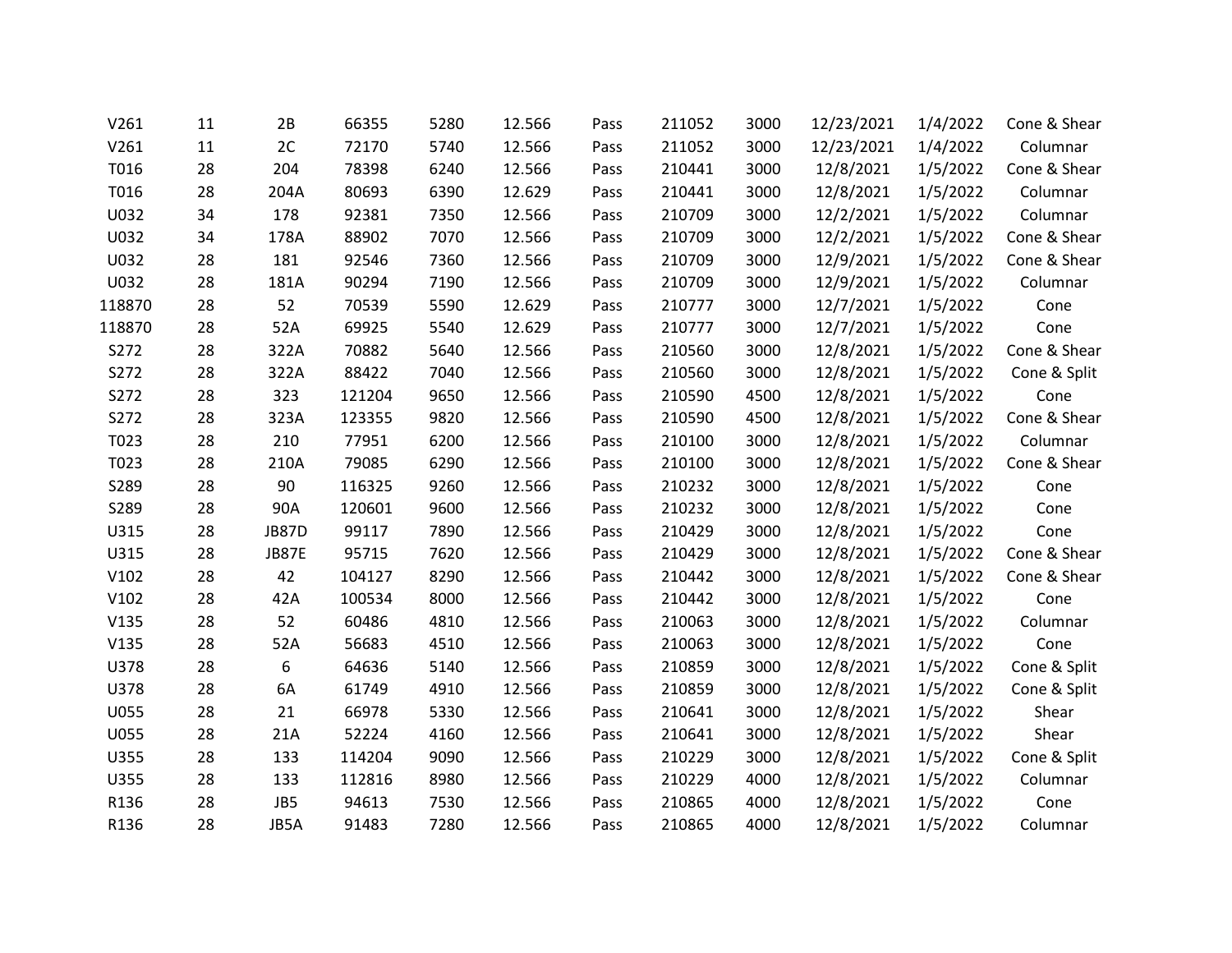| | | | | | | | | | | | |
|---|---|---|---|---|---|---|---|---|---|---|---|
| V261 | 11 | 2B | 66355 | 5280 | 12.566 | Pass | 211052 | 3000 | 12/23/2021 | 1/4/2022 | Cone & Shear |
| V261 | 11 | 2C | 72170 | 5740 | 12.566 | Pass | 211052 | 3000 | 12/23/2021 | 1/4/2022 | Columnar |
| T016 | 28 | 204 | 78398 | 6240 | 12.566 | Pass | 210441 | 3000 | 12/8/2021 | 1/5/2022 | Cone & Shear |
| T016 | 28 | 204A | 80693 | 6390 | 12.629 | Pass | 210441 | 3000 | 12/8/2021 | 1/5/2022 | Columnar |
| U032 | 34 | 178 | 92381 | 7350 | 12.566 | Pass | 210709 | 3000 | 12/2/2021 | 1/5/2022 | Columnar |
| U032 | 34 | 178A | 88902 | 7070 | 12.566 | Pass | 210709 | 3000 | 12/2/2021 | 1/5/2022 | Cone & Shear |
| U032 | 28 | 181 | 92546 | 7360 | 12.566 | Pass | 210709 | 3000 | 12/9/2021 | 1/5/2022 | Cone & Shear |
| U032 | 28 | 181A | 90294 | 7190 | 12.566 | Pass | 210709 | 3000 | 12/9/2021 | 1/5/2022 | Columnar |
| 118870 | 28 | 52 | 70539 | 5590 | 12.629 | Pass | 210777 | 3000 | 12/7/2021 | 1/5/2022 | Cone |
| 118870 | 28 | 52A | 69925 | 5540 | 12.629 | Pass | 210777 | 3000 | 12/7/2021 | 1/5/2022 | Cone |
| S272 | 28 | 322A | 70882 | 5640 | 12.566 | Pass | 210560 | 3000 | 12/8/2021 | 1/5/2022 | Cone & Shear |
| S272 | 28 | 322A | 88422 | 7040 | 12.566 | Pass | 210560 | 3000 | 12/8/2021 | 1/5/2022 | Cone & Split |
| S272 | 28 | 323 | 121204 | 9650 | 12.566 | Pass | 210590 | 4500 | 12/8/2021 | 1/5/2022 | Cone |
| S272 | 28 | 323A | 123355 | 9820 | 12.566 | Pass | 210590 | 4500 | 12/8/2021 | 1/5/2022 | Cone & Shear |
| T023 | 28 | 210 | 77951 | 6200 | 12.566 | Pass | 210100 | 3000 | 12/8/2021 | 1/5/2022 | Columnar |
| T023 | 28 | 210A | 79085 | 6290 | 12.566 | Pass | 210100 | 3000 | 12/8/2021 | 1/5/2022 | Cone & Shear |
| S289 | 28 | 90 | 116325 | 9260 | 12.566 | Pass | 210232 | 3000 | 12/8/2021 | 1/5/2022 | Cone |
| S289 | 28 | 90A | 120601 | 9600 | 12.566 | Pass | 210232 | 3000 | 12/8/2021 | 1/5/2022 | Cone |
| U315 | 28 | JB87D | 99117 | 7890 | 12.566 | Pass | 210429 | 3000 | 12/8/2021 | 1/5/2022 | Cone |
| U315 | 28 | JB87E | 95715 | 7620 | 12.566 | Pass | 210429 | 3000 | 12/8/2021 | 1/5/2022 | Cone & Shear |
| V102 | 28 | 42 | 104127 | 8290 | 12.566 | Pass | 210442 | 3000 | 12/8/2021 | 1/5/2022 | Cone & Shear |
| V102 | 28 | 42A | 100534 | 8000 | 12.566 | Pass | 210442 | 3000 | 12/8/2021 | 1/5/2022 | Cone |
| V135 | 28 | 52 | 60486 | 4810 | 12.566 | Pass | 210063 | 3000 | 12/8/2021 | 1/5/2022 | Columnar |
| V135 | 28 | 52A | 56683 | 4510 | 12.566 | Pass | 210063 | 3000 | 12/8/2021 | 1/5/2022 | Cone |
| U378 | 28 | 6 | 64636 | 5140 | 12.566 | Pass | 210859 | 3000 | 12/8/2021 | 1/5/2022 | Cone & Split |
| U378 | 28 | 6A | 61749 | 4910 | 12.566 | Pass | 210859 | 3000 | 12/8/2021 | 1/5/2022 | Cone & Split |
| U055 | 28 | 21 | 66978 | 5330 | 12.566 | Pass | 210641 | 3000 | 12/8/2021 | 1/5/2022 | Shear |
| U055 | 28 | 21A | 52224 | 4160 | 12.566 | Pass | 210641 | 3000 | 12/8/2021 | 1/5/2022 | Shear |
| U355 | 28 | 133 | 114204 | 9090 | 12.566 | Pass | 210229 | 3000 | 12/8/2021 | 1/5/2022 | Cone & Split |
| U355 | 28 | 133 | 112816 | 8980 | 12.566 | Pass | 210229 | 4000 | 12/8/2021 | 1/5/2022 | Columnar |
| R136 | 28 | JB5 | 94613 | 7530 | 12.566 | Pass | 210865 | 4000 | 12/8/2021 | 1/5/2022 | Cone |
| R136 | 28 | JB5A | 91483 | 7280 | 12.566 | Pass | 210865 | 4000 | 12/8/2021 | 1/5/2022 | Columnar |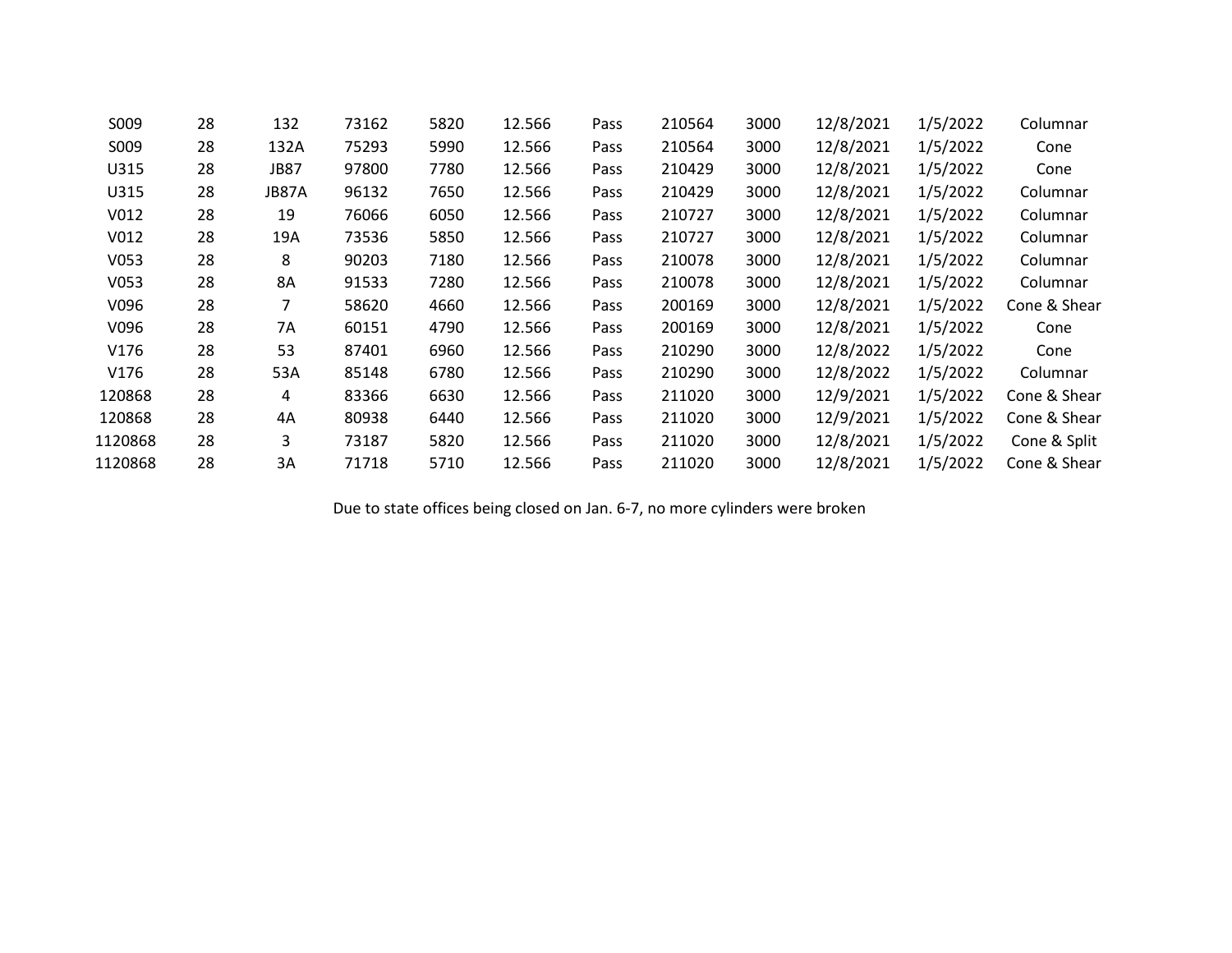| | | | | | | | | | | | | |
|---|---|---|---|---|---|---|---|---|---|---|---|---|
| S009 | 28 | 132 | 73162 | 5820 | 12.566 | Pass | 210564 | 3000 | 12/8/2021 | 1/5/2022 | Columnar |
| S009 | 28 | 132A | 75293 | 5990 | 12.566 | Pass | 210564 | 3000 | 12/8/2021 | 1/5/2022 | Cone |
| U315 | 28 | JB87 | 97800 | 7780 | 12.566 | Pass | 210429 | 3000 | 12/8/2021 | 1/5/2022 | Cone |
| U315 | 28 | JB87A | 96132 | 7650 | 12.566 | Pass | 210429 | 3000 | 12/8/2021 | 1/5/2022 | Columnar |
| V012 | 28 | 19 | 76066 | 6050 | 12.566 | Pass | 210727 | 3000 | 12/8/2021 | 1/5/2022 | Columnar |
| V012 | 28 | 19A | 73536 | 5850 | 12.566 | Pass | 210727 | 3000 | 12/8/2021 | 1/5/2022 | Columnar |
| V053 | 28 | 8 | 90203 | 7180 | 12.566 | Pass | 210078 | 3000 | 12/8/2021 | 1/5/2022 | Columnar |
| V053 | 28 | 8A | 91533 | 7280 | 12.566 | Pass | 210078 | 3000 | 12/8/2021 | 1/5/2022 | Columnar |
| V096 | 28 | 7 | 58620 | 4660 | 12.566 | Pass | 200169 | 3000 | 12/8/2021 | 1/5/2022 | Cone & Shear |
| V096 | 28 | 7A | 60151 | 4790 | 12.566 | Pass | 200169 | 3000 | 12/8/2021 | 1/5/2022 | Cone |
| V176 | 28 | 53 | 87401 | 6960 | 12.566 | Pass | 210290 | 3000 | 12/8/2022 | 1/5/2022 | Cone |
| V176 | 28 | 53A | 85148 | 6780 | 12.566 | Pass | 210290 | 3000 | 12/8/2022 | 1/5/2022 | Columnar |
| 120868 | 28 | 4 | 83366 | 6630 | 12.566 | Pass | 211020 | 3000 | 12/9/2021 | 1/5/2022 | Cone & Shear |
| 120868 | 28 | 4A | 80938 | 6440 | 12.566 | Pass | 211020 | 3000 | 12/9/2021 | 1/5/2022 | Cone & Shear |
| 1120868 | 28 | 3 | 73187 | 5820 | 12.566 | Pass | 211020 | 3000 | 12/8/2021 | 1/5/2022 | Cone & Split |
| 1120868 | 28 | 3A | 71718 | 5710 | 12.566 | Pass | 211020 | 3000 | 12/8/2021 | 1/5/2022 | Cone & Shear |

Due to state offices being closed on Jan. 6-7, no more cylinders were broken